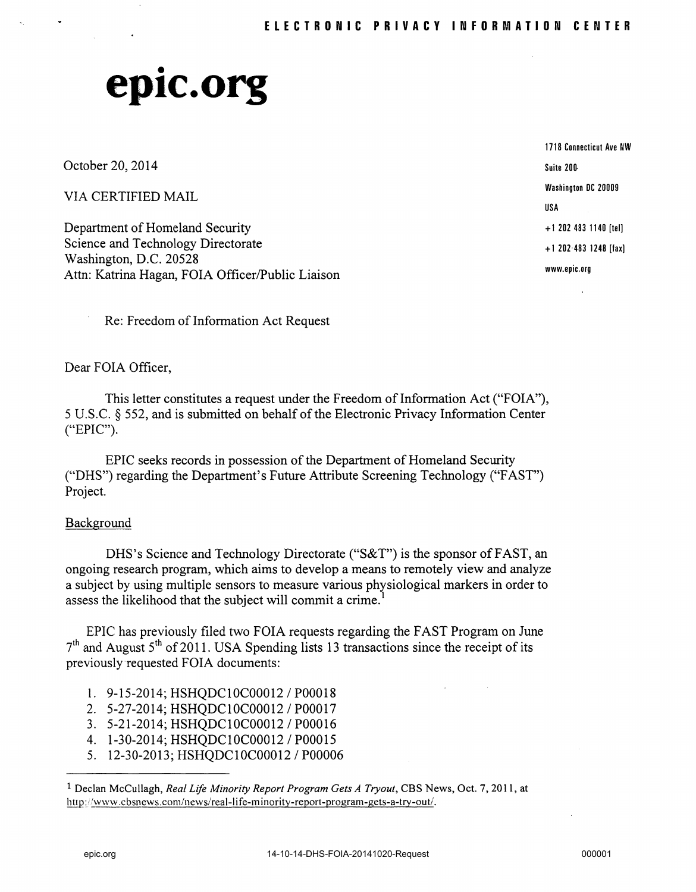ELECTRONIC PRIVACY INFORMATION CENTER

# epic.org

1718 Connecticut Ave NW
Suite 200
Washington DC 20009
USA
+1 202 483 1140 [tel]
+1 202 483 1248 [fax]
www.epic.org

October 20, 2014

VIA CERTIFIED MAIL

Department of Homeland Security
Science and Technology Directorate
Washington, D.C. 20528
Attn: Katrina Hagan, FOIA Officer/Public Liaison

Re: Freedom of Information Act Request

Dear FOIA Officer,

This letter constitutes a request under the Freedom of Information Act ("FOIA"), 5 U.S.C. § 552, and is submitted on behalf of the Electronic Privacy Information Center ("EPIC").

EPIC seeks records in possession of the Department of Homeland Security ("DHS") regarding the Department's Future Attribute Screening Technology ("FAST") Project.

## Background

DHS's Science and Technology Directorate ("S&T") is the sponsor of FAST, an ongoing research program, which aims to develop a means to remotely view and analyze a subject by using multiple sensors to measure various physiological markers in order to assess the likelihood that the subject will commit a crime.[1]

EPIC has previously filed two FOIA requests regarding the FAST Program on June 7th and August 5th of 2011. USA Spending lists 13 transactions since the receipt of its previously requested FOIA documents:

1. 9-15-2014; HSHQDC10C00012 / P00018
2. 5-27-2014; HSHQDC10C00012 / P00017
3. 5-21-2014; HSHQDC10C00016 / P00016
4. 1-30-2014; HSHQDC10C00012 / P00015
5. 12-30-2013; HSHQDC10C00012 / P00006

---

[1] Declan McCullagh, *Real Life Minority Report Program Gets A Tryout*, CBS News, Oct. 7, 2011, at http://www.cbsnews.com/news/real-life-minority-report-program-gets-a-try-out/.

epic.org 14-10-14-DHS-FOIA-20141020-Request 000001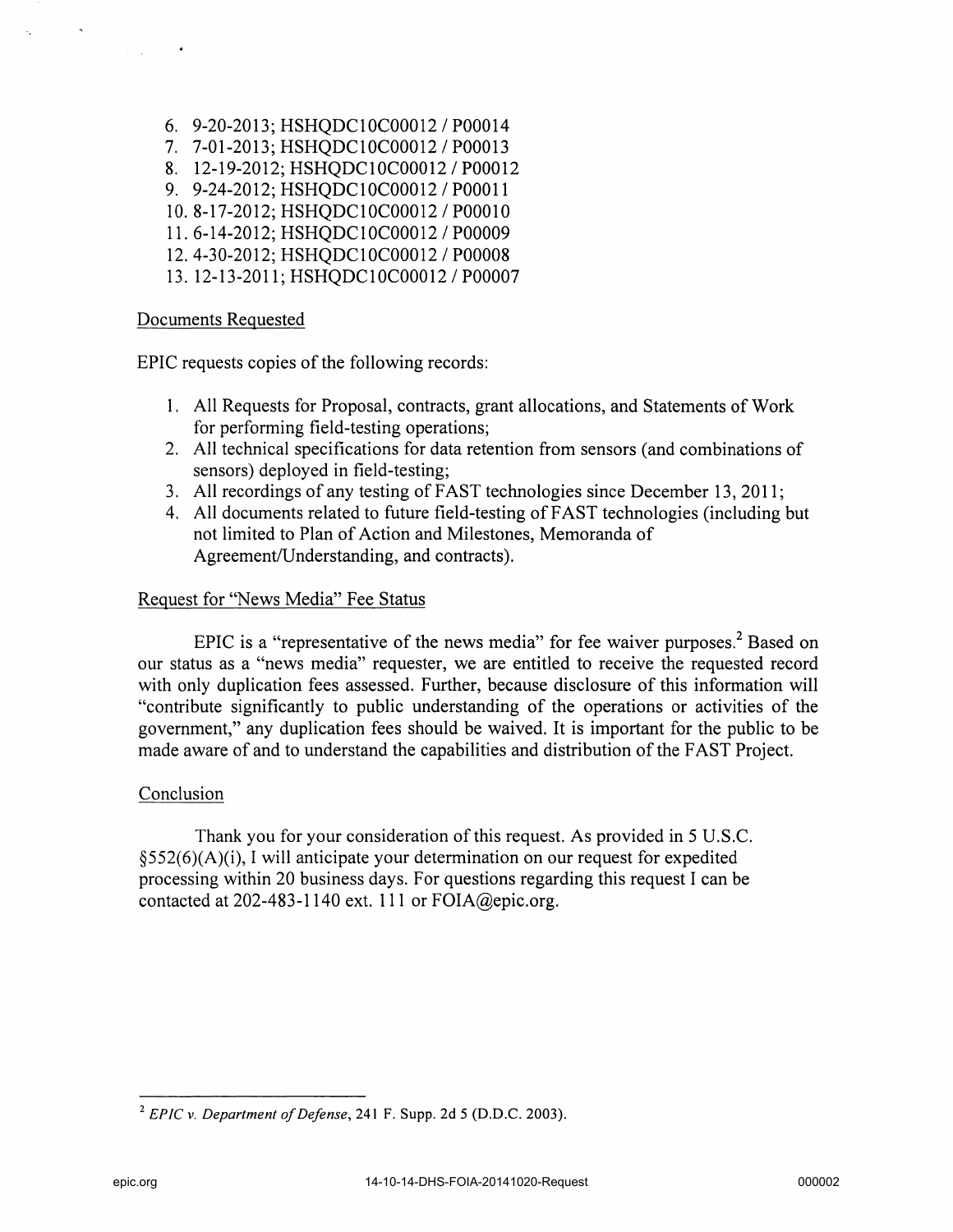6. 9-20-2013; HSHQDC10C00012 / P00014
7. 7-01-2013; HSHQDC10C00012 / P00013
8. 12-19-2012; HSHQDC10C00012 / P00012
9. 9-24-2012; HSHQDC10C00012 / P00011
10. 8-17-2012; HSHQDC10C00012 / P00010
11. 6-14-2012; HSHQDC10C00012 / P00009
12. 4-30-2012; HSHQDC10C00012 / P00008
13. 12-13-2011; HSHQDC10C00012 / P00007

Documents Requested

EPIC requests copies of the following records:

1. All Requests for Proposal, contracts, grant allocations, and Statements of Work for performing field-testing operations;
2. All technical specifications for data retention from sensors (and combinations of sensors) deployed in field-testing;
3. All recordings of any testing of FAST technologies since December 13, 2011;
4. All documents related to future field-testing of FAST technologies (including but not limited to Plan of Action and Milestones, Memoranda of Agreement/Understanding, and contracts).

Request for "News Media" Fee Status

EPIC is a "representative of the news media" for fee waiver purposes.[2] Based on our status as a "news media" requester, we are entitled to receive the requested record with only duplication fees assessed. Further, because disclosure of this information will "contribute significantly to public understanding of the operations or activities of the government," any duplication fees should be waived. It is important for the public to be made aware of and to understand the capabilities and distribution of the FAST Project.

Conclusion

Thank you for your consideration of this request. As provided in 5 U.S.C. §552(6)(A)(i), I will anticipate your determination on our request for expedited processing within 20 business days. For questions regarding this request I can be contacted at 202-483-1140 ext. 111 or FOIA@epic.org.

[2] *EPIC v. Department of Defense*, 241 F. Supp. 2d 5 (D.D.C. 2003).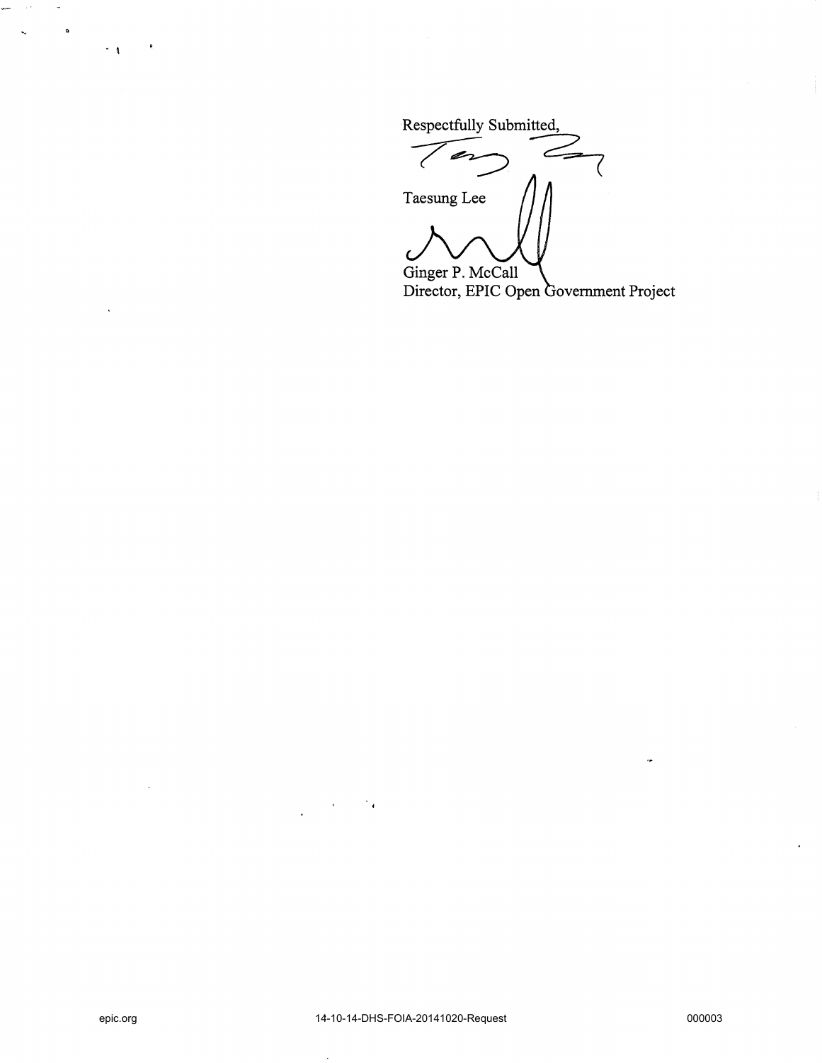Respectfully Submitted,

Taesung Lee

Ginger P. McCall
Director, EPIC Open Government Project